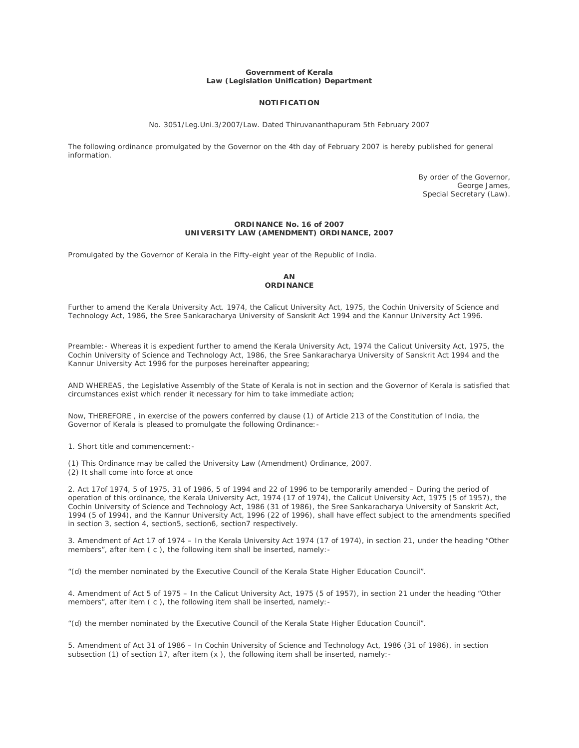**Government of Kerala**
**Law (Legislation Unification) Department**

**NOTIFICATION**

No. 3051/Leg.Uni.3/2007/Law. Dated Thiruvananthapuram 5th February 2007

The following ordinance promulgated by the Governor on the 4th day of February 2007 is hereby published for general information.

By order of the Governor,
George James,
Special Secretary (Law).

**ORDINANCE No. 16 of 2007**
**UNIVERSITY LAW (AMENDMENT) ORDINANCE, 2007**

Promulgated by the Governor of Kerala in the Fifty-eight year of the Republic of India.

**AN**
**ORDINANCE**

Further to amend the Kerala University Act. 1974, the Calicut University Act, 1975, the Cochin University of Science and Technology Act, 1986, the Sree Sankaracharya University of Sanskrit Act 1994 and the Kannur University Act 1996.

Preamble:- Whereas it is expedient further to amend the Kerala University Act, 1974 the Calicut University Act, 1975, the Cochin University of Science and Technology Act, 1986, the Sree Sankaracharya University of Sanskrit Act 1994 and the Kannur University Act 1996 for the purposes hereinafter appearing;

AND WHEREAS, the Legislative Assembly of the State of Kerala is not in section and the Governor of Kerala is satisfied that circumstances exist which render it necessary for him to take immediate action;

Now, THEREFORE , in exercise of the powers conferred by clause (1) of Article 213 of the Constitution of India, the Governor of Kerala is pleased to promulgate the following Ordinance:-

1. Short title and commencement:-

(1) This Ordinance may be called the University Law (Amendment) Ordinance, 2007.
(2) It shall come into force at once

2. Act 17of 1974, 5 of 1975, 31 of 1986, 5 of 1994 and 22 of 1996 to be temporarily amended – During the period of operation of this ordinance, the Kerala University Act, 1974 (17 of 1974), the Calicut University Act, 1975 (5 of 1957), the Cochin University of Science and Technology Act, 1986 (31 of 1986), the Sree Sankaracharya University of Sanskrit Act, 1994 (5 of 1994), and the Kannur University Act, 1996 (22 of 1996), shall have effect subject to the amendments specified in section 3, section 4, section5, section6, section7 respectively.

3. Amendment of Act 17 of 1974 – In the Kerala University Act 1974 (17 of 1974), in section 21, under the heading "Other members", after item ( c ), the following item shall be inserted, namely:-

"(d) the member nominated by the Executive Council of the Kerala State Higher Education Council".

4. Amendment of Act 5 of 1975 – In the Calicut University Act, 1975 (5 of 1957), in section 21 under the heading "Other members", after item ( c ), the following item shall be inserted, namely:-

"(d) the member nominated by the Executive Council of the Kerala State Higher Education Council".

5. Amendment of Act 31 of 1986 – In Cochin University of Science and Technology Act, 1986 (31 of 1986), in section subsection (1) of section 17, after item (x ), the following item shall be inserted, namely:-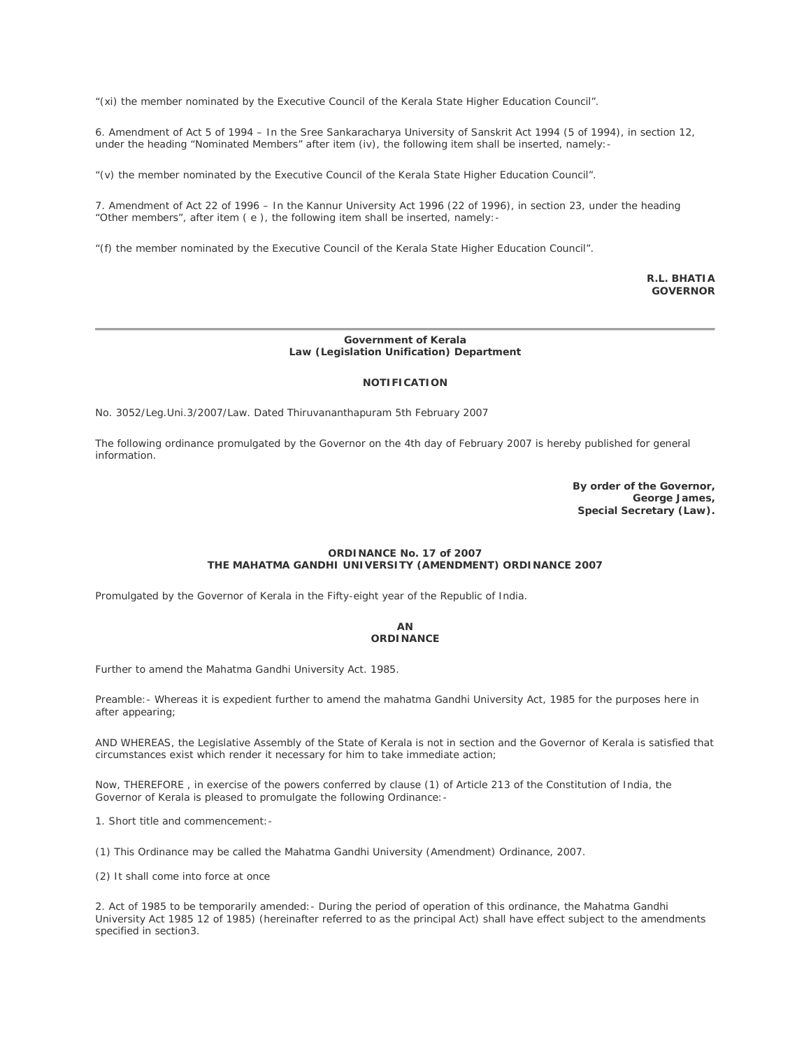"(xi) the member nominated by the Executive Council of the Kerala State Higher Education Council".

6. Amendment of Act 5 of 1994 – In the Sree Sankaracharya University of Sanskrit Act 1994 (5 of 1994), in section 12, under the heading "Nominated Members" after item (iv), the following item shall be inserted, namely:-

"(v) the member nominated by the Executive Council of the Kerala State Higher Education Council".

7. Amendment of Act 22 of 1996 – In the Kannur University Act 1996 (22 of 1996), in section 23, under the heading "Other members", after item ( e ), the following item shall be inserted, namely:-

"(f) the member nominated by the Executive Council of the Kerala State Higher Education Council".

**R.L. BHATIA**
**GOVERNOR**

---

**Government of Kerala**
**Law (Legislation Unification) Department**

**NOTIFICATION**

No. 3052/Leg.Uni.3/2007/Law. Dated Thiruvananthapuram 5th February 2007

The following ordinance promulgated by the Governor on the 4th day of February 2007 is hereby published for general information.

**By order of the Governor,**
**George James,**
**Special Secretary (Law).**

**ORDINANCE No. 17 of 2007**
**THE MAHATMA GANDHI UNIVERSITY (AMENDMENT) ORDINANCE 2007**

Promulgated by the Governor of Kerala in the Fifty-eight year of the Republic of India.

**AN**
**ORDINANCE**

Further to amend the Mahatma Gandhi University Act. 1985.

Preamble:- Whereas it is expedient further to amend the mahatma Gandhi University Act, 1985 for the purposes here in after appearing;

AND WHEREAS, the Legislative Assembly of the State of Kerala is not in section and the Governor of Kerala is satisfied that circumstances exist which render it necessary for him to take immediate action;

Now, THEREFORE , in exercise of the powers conferred by clause (1) of Article 213 of the Constitution of India, the Governor of Kerala is pleased to promulgate the following Ordinance:-

1. Short title and commencement:-

(1) This Ordinance may be called the Mahatma Gandhi University (Amendment) Ordinance, 2007.

(2) It shall come into force at once

2. Act of 1985 to be temporarily amended:- During the period of operation of this ordinance, the Mahatma Gandhi University Act 1985 12 of 1985) (hereinafter referred to as the principal Act) shall have effect subject to the amendments specified in section3.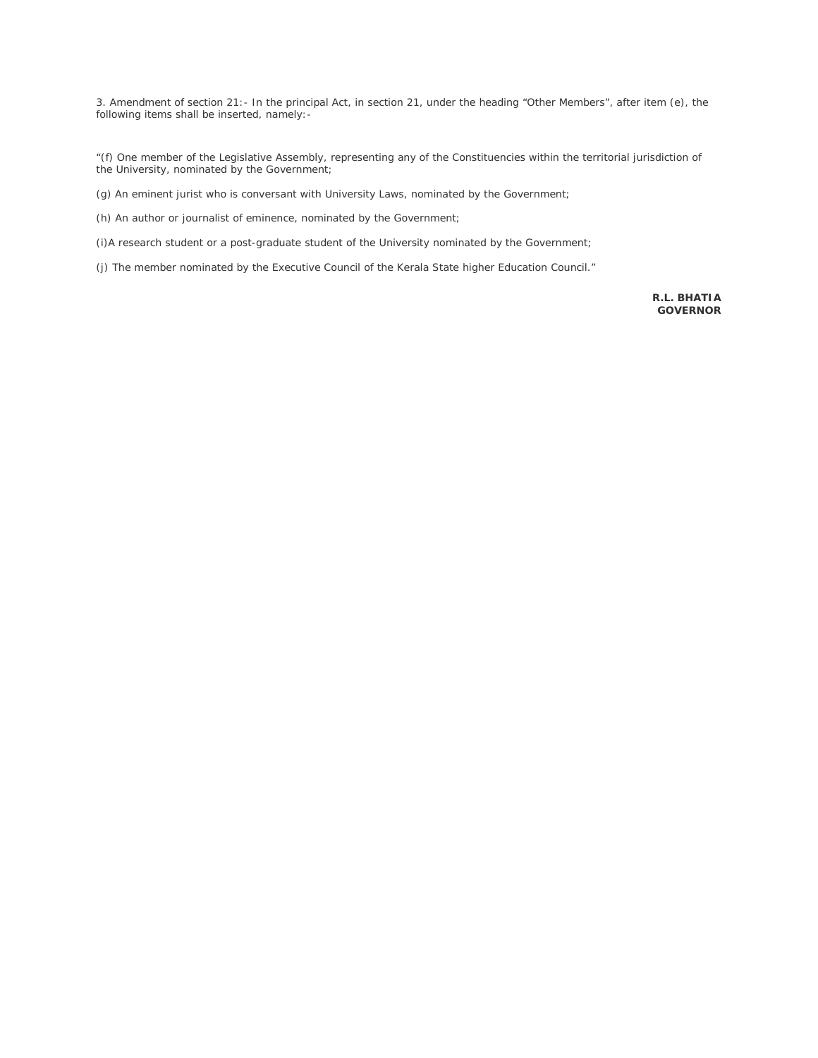3. Amendment of section 21:- In the principal Act, in section 21, under the heading "Other Members", after item (e), the following items shall be inserted, namely:-

"(f) One member of the Legislative Assembly, representing any of the Constituencies within the territorial jurisdiction of the University, nominated by the Government;

(g) An eminent jurist who is conversant with University Laws, nominated by the Government;

(h) An author or journalist of eminence, nominated by the Government;

(i)A research student or a post-graduate student of the University nominated by the Government;

(j) The member nominated by the Executive Council of the Kerala State higher Education Council."

**R.L. BHATIA**
**GOVERNOR**